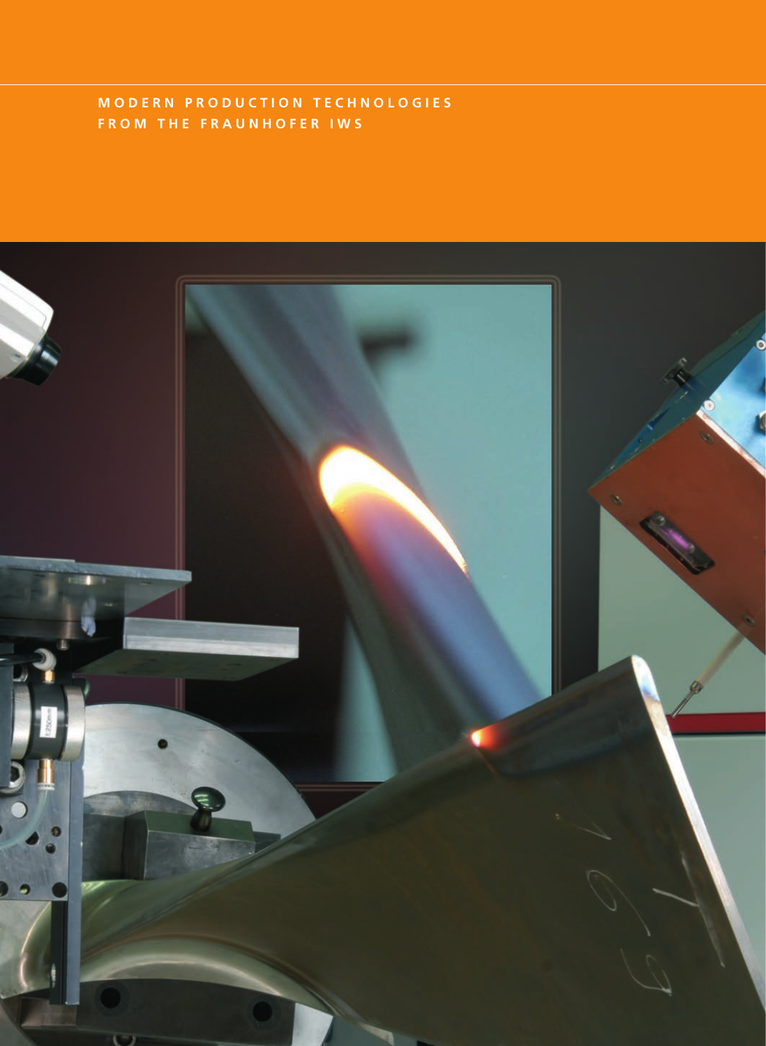# MODERN PRODUCTION TECHNOLOGIES FROM THE FRAUNHOFER IWS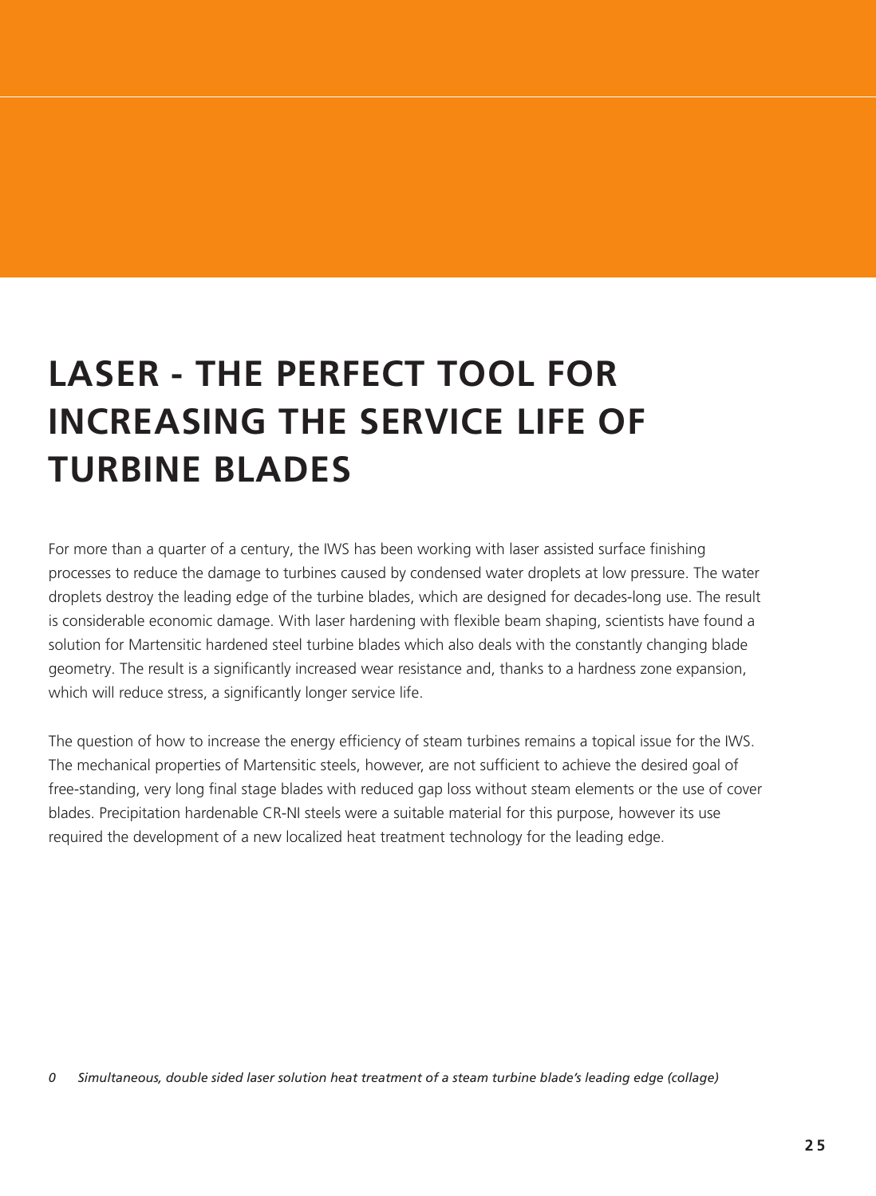# LASER - THE PERFECT TOOL FOR INCREASING THE SERVICE LIFE OF TURBINE BLADES

For more than a quarter of a century, the IWS has been working with laser assisted surface finishing processes to reduce the damage to turbines caused by condensed water droplets at low pressure. The water droplets destroy the leading edge of the turbine blades, which are designed for decades-long use. The result is considerable economic damage. With laser hardening with flexible beam shaping, scientists have found a solution for Martensitic hardened steel turbine blades which also deals with the constantly changing blade geometry. The result is a significantly increased wear resistance and, thanks to a hardness zone expansion, which will reduce stress, a significantly longer service life.

The question of how to increase the energy efficiency of steam turbines remains a topical issue for the IWS. The mechanical properties of Martensitic steels, however, are not sufficient to achieve the desired goal of free-standing, very long final stage blades with reduced gap loss without steam elements or the use of cover blades. Precipitation hardenable CR-NI steels were a suitable material for this purpose, however its use required the development of a new localized heat treatment technology for the leading edge.

*0 Simultaneous, double sided laser solution heat treatment of a steam turbine blade's leading edge (collage)*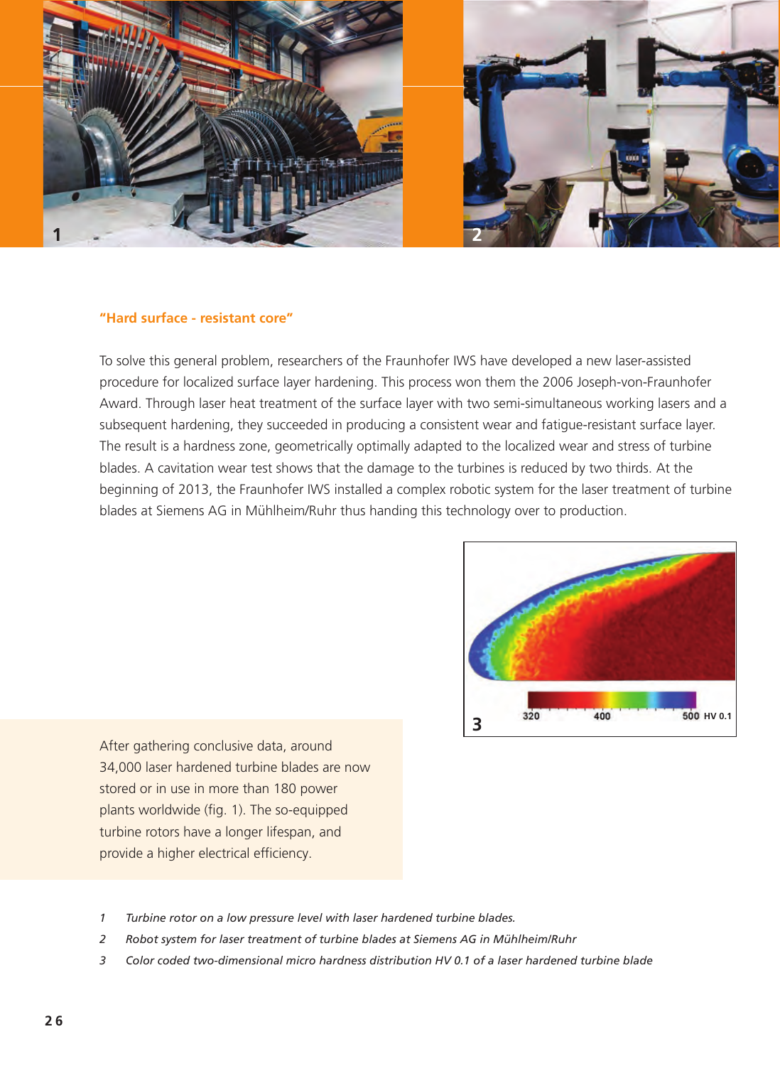"Hard surface - resistant core"

To solve this general problem, researchers of the Fraunhofer IWS have developed a new laser-assisted procedure for localized surface layer hardening. This process won them the 2006 Joseph-von-Fraunhofer Award. Through laser heat treatment of the surface layer with two semi-simultaneous working lasers and a subsequent hardening, they succeeded in producing a consistent wear and fatigue-resistant surface layer. The result is a hardness zone, geometrically optimally adapted to the localized wear and stress of turbine blades. A cavitation wear test shows that the damage to the turbines is reduced by two thirds. At the beginning of 2013, the Fraunhofer IWS installed a complex robotic system for the laser treatment of turbine blades at Siemens AG in Mühlheim/Ruhr thus handing this technology over to production.

320
400
500 HV 0.1

After gathering conclusive data, around 34,000 laser hardened turbine blades are now stored or in use in more than 180 power plants worldwide (fig. 1). The so-equipped turbine rotors have a longer lifespan, and provide a higher electrical efficiency.

*1 Turbine rotor on a low pressure level with laser hardened turbine blades.*

*2 Robot system for laser treatment of turbine blades at Siemens AG in Mühlheim/Ruhr*

*3 Color coded two-dimensional micro hardness distribution HV 0.1 of a laser hardened turbine blade*